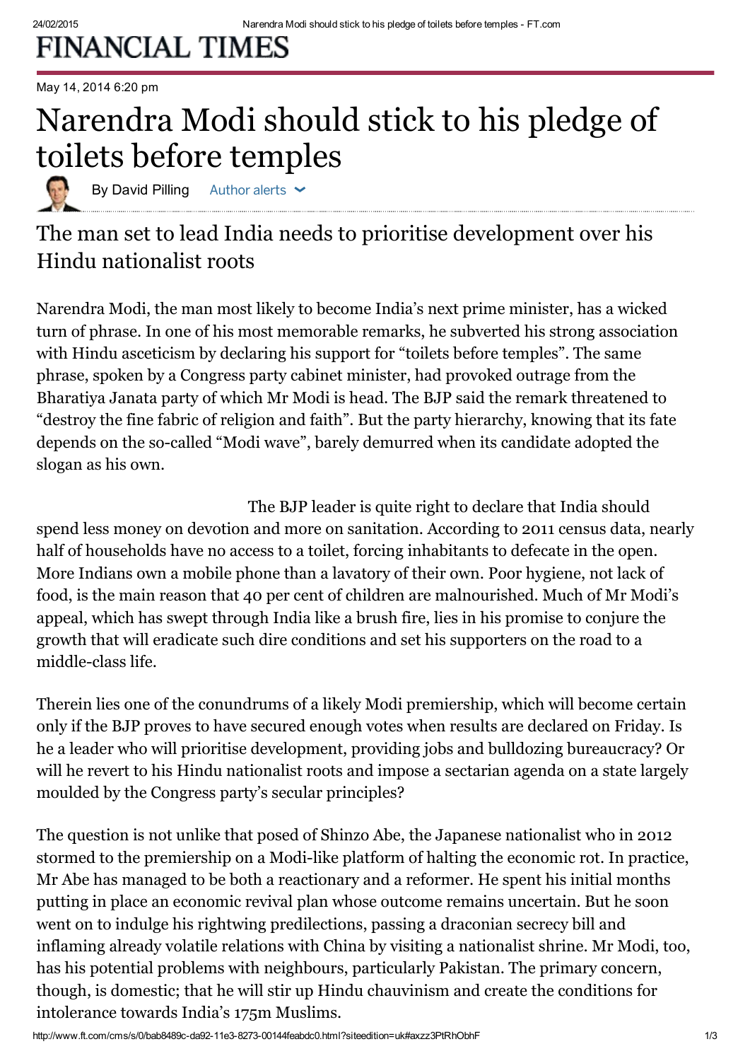# FINANCIAL TIMES

May 14, 2014 6:20 pm

# Narendra Modi should stick to his pledge of toilets before temples

By David Pilling

## The man set to lead India needs to prioritise development over his Hindu nationalist roots

Narendra Modi, the man most likely to become India's next prime minister, has a wicked turn of phrase. In one of his most memorable remarks, he subverted his strong association with Hindu asceticism by declaring his support for "toilets before temples". The same phrase, spoken by a Congress party cabinet minister, had provoked outrage from the Bharatiya Janata party of which Mr Modi is head. The BJP said the remark threatened to "destroy the fine fabric of religion and faith". But the party hierarchy, knowing that its fate depends on the so-called "Modi wave", barely demurred when its candidate adopted the slogan as his own.

The BJP leader is quite right to declare that India should spend less money on devotion and more on sanitation. According to 2011 census data, nearly half of households have no access to a toilet, forcing inhabitants to defecate in the open. More Indians own a mobile phone than a lavatory of their own. Poor hygiene, not lack of food, is the main reason that 40 per cent of children are malnourished. Much of Mr Modi's appeal, which has swept through India like a brush fire, lies in his promise to conjure the growth that will eradicate such dire conditions and set his supporters on the road to a middle-class life.

Therein lies one of the conundrums of a likely Modi premiership, which will become certain only if the BJP proves to have secured enough votes when results are declared on Friday. Is he a leader who will prioritise development, providing jobs and bulldozing bureaucracy? Or will he revert to his Hindu nationalist roots and impose a sectarian agenda on a state largely moulded by the Congress party's secular principles?

The question is not unlike that posed of Shinzo Abe, the Japanese nationalist who in 2012 stormed to the premiership on a Modi-like platform of halting the economic rot. In practice, Mr Abe has managed to be both a reactionary and a reformer. He spent his initial months putting in place an economic revival plan whose outcome remains uncertain. But he soon went on to indulge his rightwing predilections, passing a draconian secrecy bill and inflaming already volatile relations with China by visiting a nationalist shrine. Mr Modi, too, has his potential problems with neighbours, particularly Pakistan. The primary concern, though, is domestic; that he will stir up Hindu chauvinism and create the conditions for intolerance towards India's 175m Muslims.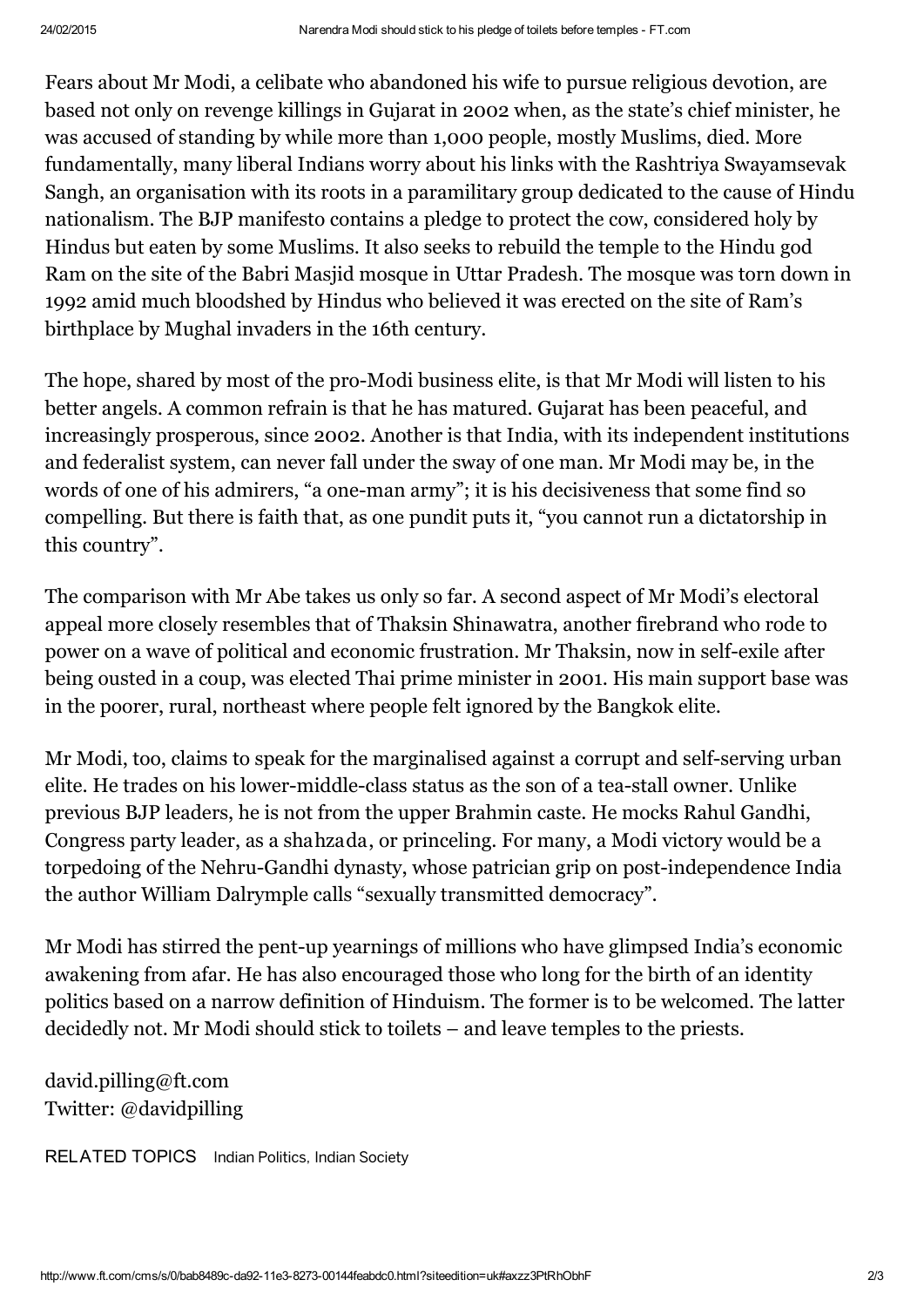Fears about Mr Modi, a celibate who abandoned his wife to pursue religious devotion, are based not only on revenge killings in Gujarat in 2002 when, as the state's chief minister, he was accused of standing by while more than 1,000 people, mostly Muslims, died. More fundamentally, many liberal Indians worry about his links with the Rashtriya Swayamsevak Sangh, an organisation with its roots in a paramilitary group dedicated to the cause of Hindu nationalism. The BJP manifesto contains a pledge to protect the cow, considered holy by Hindus but eaten by some Muslims. It also seeks to rebuild the temple to the Hindu god Ram on the site of the Babri Masjid mosque in Uttar Pradesh. The mosque was torn down in 1992 amid much bloodshed by Hindus who believed it was erected on the site of Ram's birthplace by Mughal invaders in the 16th century.

The hope, shared by most of the pro-Modi business elite, is that Mr Modi will listen to his better angels. A common refrain is that he has matured. Gujarat has been peaceful, and increasingly prosperous, since 2002. Another is that India, with its independent institutions and federalist system, can never fall under the sway of one man. Mr Modi may be, in the words of one of his admirers, "a one-man army"; it is his decisiveness that some find so compelling. But there is faith that, as one pundit puts it, "you cannot run a dictatorship in this country".

The comparison with Mr Abe takes us only so far. A second aspect of Mr Modi's electoral appeal more closely resembles that of Thaksin Shinawatra, another firebrand who rode to power on a wave of political and economic frustration. Mr Thaksin, now in self-exile after being ousted in a coup, was elected Thai prime minister in 2001. His main support base was in the poorer, rural, northeast where people felt ignored by the Bangkok elite.

Mr Modi, too, claims to speak for the marginalised against a corrupt and self-serving urban elite. He trades on his lower-middle-class status as the son of a tea-stall owner. Unlike previous BJP leaders, he is not from the upper Brahmin caste. He mocks Rahul Gandhi, Congress party leader, as a *shahzada*, or princeling. For many, a Modi victory would be a torpedoing of the Nehru-Gandhi dynasty, whose patrician grip on post-independence India the author William Dalrymple calls "sexually transmitted democracy".

Mr Modi has stirred the pent-up yearnings of millions who have glimpsed India's economic awakening from afar. He has also encouraged those who long for the birth of an identity politics based on a narrow definition of Hinduism. The former is to be welcomed. The latter decidedly not. Mr Modi should stick to toilets – and leave temples to the priests.

david.pilling@ft.com
Twitter: @davidpilling

RELATED TOPICS Indian Politics, Indian Society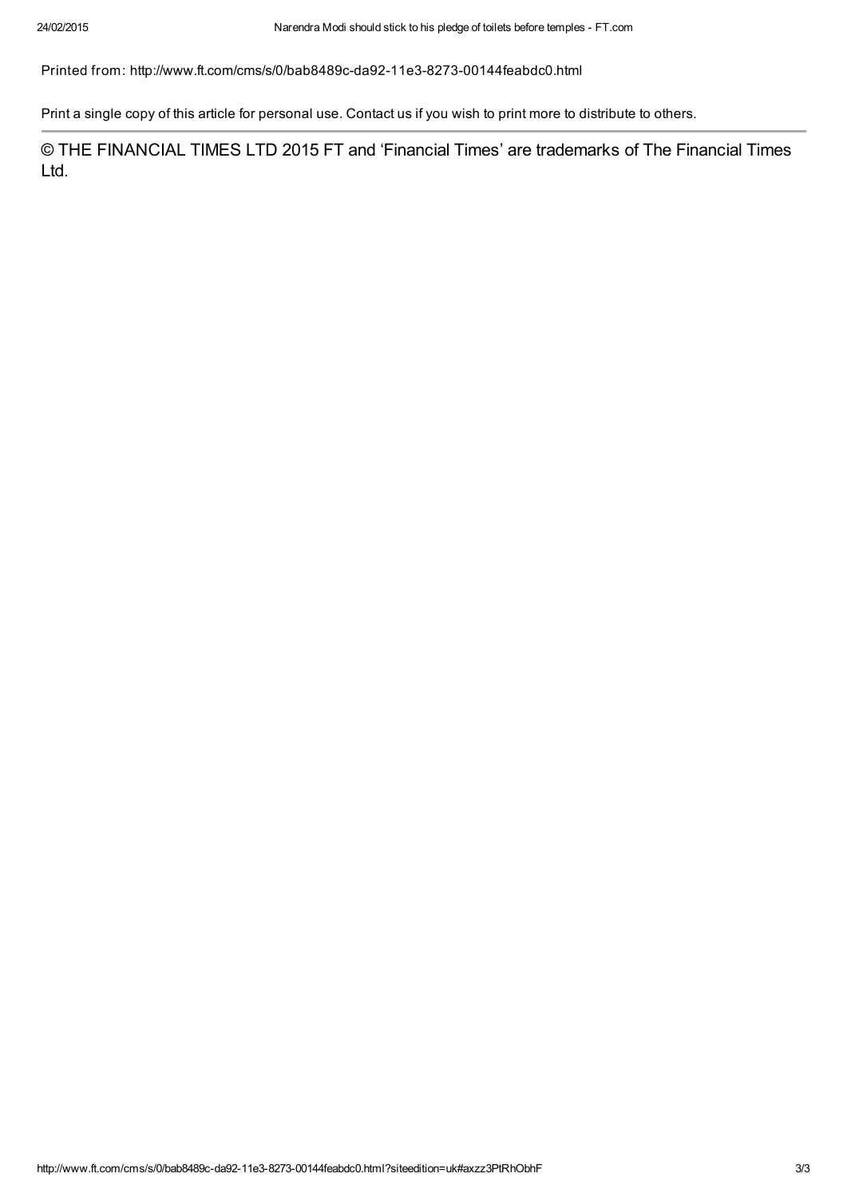Printed from: http://www.ft.com/cms/s/0/bab8489c-da92-11e3-8273-00144feabdc0.html

Print a single copy of this article for personal use. Contact us if you wish to print more to distribute to others.

© THE FINANCIAL TIMES LTD 2015 FT and 'Financial Times' are trademarks of The Financial Times Ltd.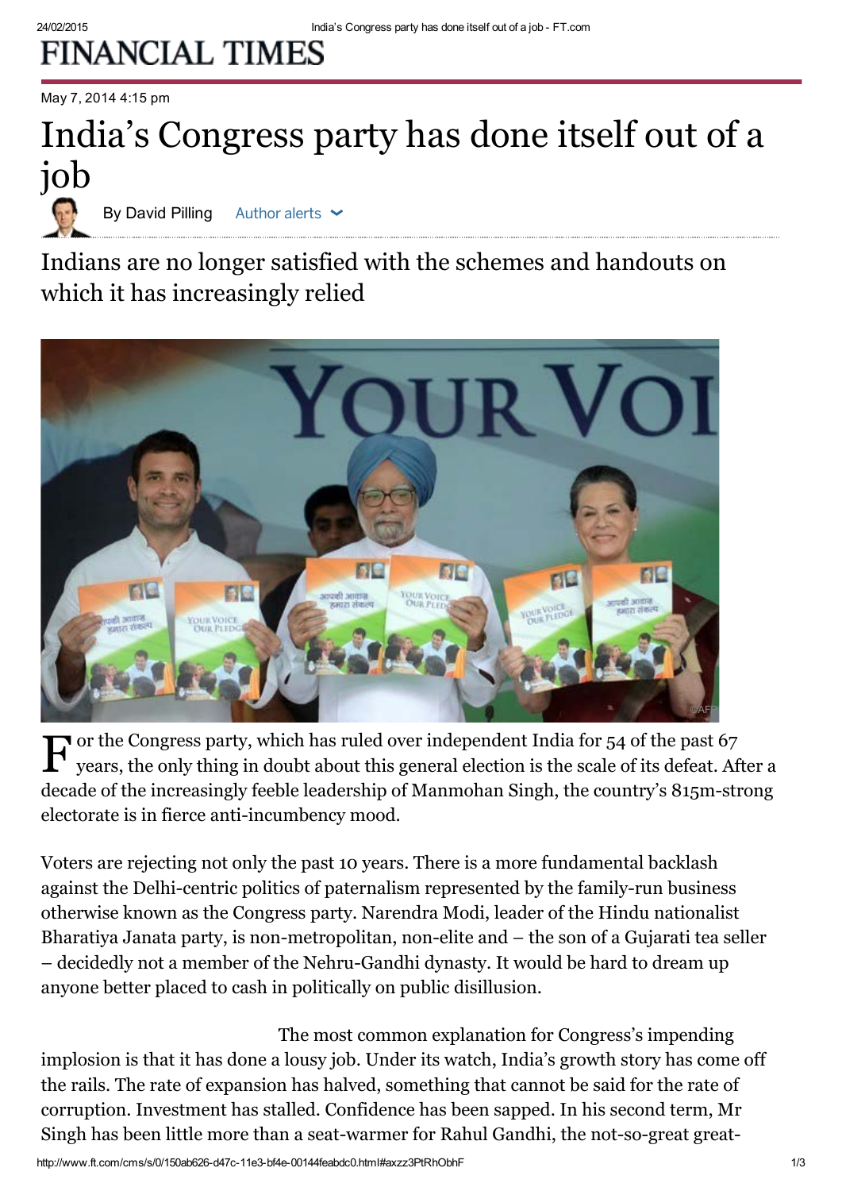# India's Congress party has done itself out of a job

By David Pilling

## Indians are no longer satisfied with the schemes and handouts on which it has increasingly relied

For the Congress party, which has ruled over independent India for 54 of the past 67 years, the only thing in doubt about this general election is the scale of its defeat. After a decade of the increasingly feeble leadership of Manmohan Singh, the country's 815m-strong electorate is in fierce anti-incumbency mood.

Voters are rejecting not only the past 10 years. There is a more fundamental backlash against the Delhi-centric politics of paternalism represented by the family-run business otherwise known as the Congress party. Narendra Modi, leader of the Hindu nationalist Bharatiya Janata party, is non-metropolitan, non-elite and – the son of a Gujarati tea seller – decidedly not a member of the Nehru-Gandhi dynasty. It would be hard to dream up anyone better placed to cash in politically on public disillusion.

The most common explanation for Congress's impending implosion is that it has done a lousy job. Under its watch, India's growth story has come off the rails. The rate of expansion has halved, something that cannot be said for the rate of corruption. Investment has stalled. Confidence has been sapped. In his second term, Mr Singh has been little more than a seat-warmer for Rahul Gandhi, the not-so-great great-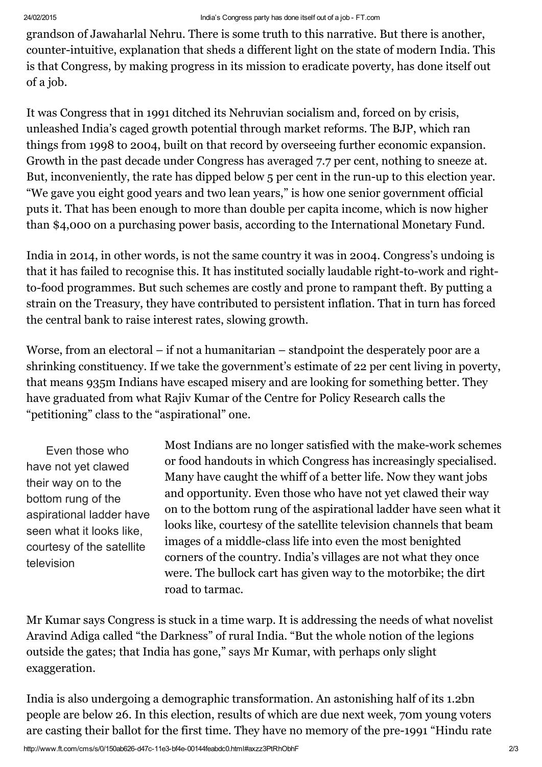grandson of Jawaharlal Nehru. There is some truth to this narrative. But there is another, counter-intuitive, explanation that sheds a different light on the state of modern India. This is that Congress, by making progress in its mission to eradicate poverty, has done itself out of a job.

It was Congress that in 1991 ditched its Nehruvian socialism and, forced on by crisis, unleashed India's caged growth potential through market reforms. The BJP, which ran things from 1998 to 2004, built on that record by overseeing further economic expansion. Growth in the past decade under Congress has averaged 7.7 per cent, nothing to sneeze at. But, inconveniently, the rate has dipped below 5 per cent in the run-up to this election year. "We gave you eight good years and two lean years," is how one senior government official puts it. That has been enough to more than double per capita income, which is now higher than $4,000 on a purchasing power basis, according to the International Monetary Fund.

India in 2014, in other words, is not the same country it was in 2004. Congress's undoing is that it has failed to recognise this. It has instituted socially laudable right-to-work and right-to-food programmes. But such schemes are costly and prone to rampant theft. By putting a strain on the Treasury, they have contributed to persistent inflation. That in turn has forced the central bank to raise interest rates, slowing growth.

Worse, from an electoral – if not a humanitarian – standpoint the desperately poor are a shrinking constituency. If we take the government's estimate of 22 per cent living in poverty, that means 935m Indians have escaped misery and are looking for something better. They have graduated from what Rajiv Kumar of the Centre for Policy Research calls the "petitioning" class to the "aspirational" one.

> Even those who have not yet clawed their way on to the bottom rung of the aspirational ladder have seen what it looks like, courtesy of the satellite television

Most Indians are no longer satisfied with the make-work schemes or food handouts in which Congress has increasingly specialised. Many have caught the whiff of a better life. Now they want jobs and opportunity. Even those who have not yet clawed their way on to the bottom rung of the aspirational ladder have seen what it looks like, courtesy of the satellite television channels that beam images of a middle-class life into even the most benighted corners of the country. India's villages are not what they once were. The bullock cart has given way to the motorbike; the dirt road to tarmac.

Mr Kumar says Congress is stuck in a time warp. It is addressing the needs of what novelist Aravind Adiga called "the Darkness" of rural India. "But the whole notion of the legions outside the gates; that India has gone," says Mr Kumar, with perhaps only slight exaggeration.

India is also undergoing a demographic transformation. An astonishing half of its 1.2bn people are below 26. In this election, results of which are due next week, 70m young voters are casting their ballot for the first time. They have no memory of the pre-1991 "Hindu rate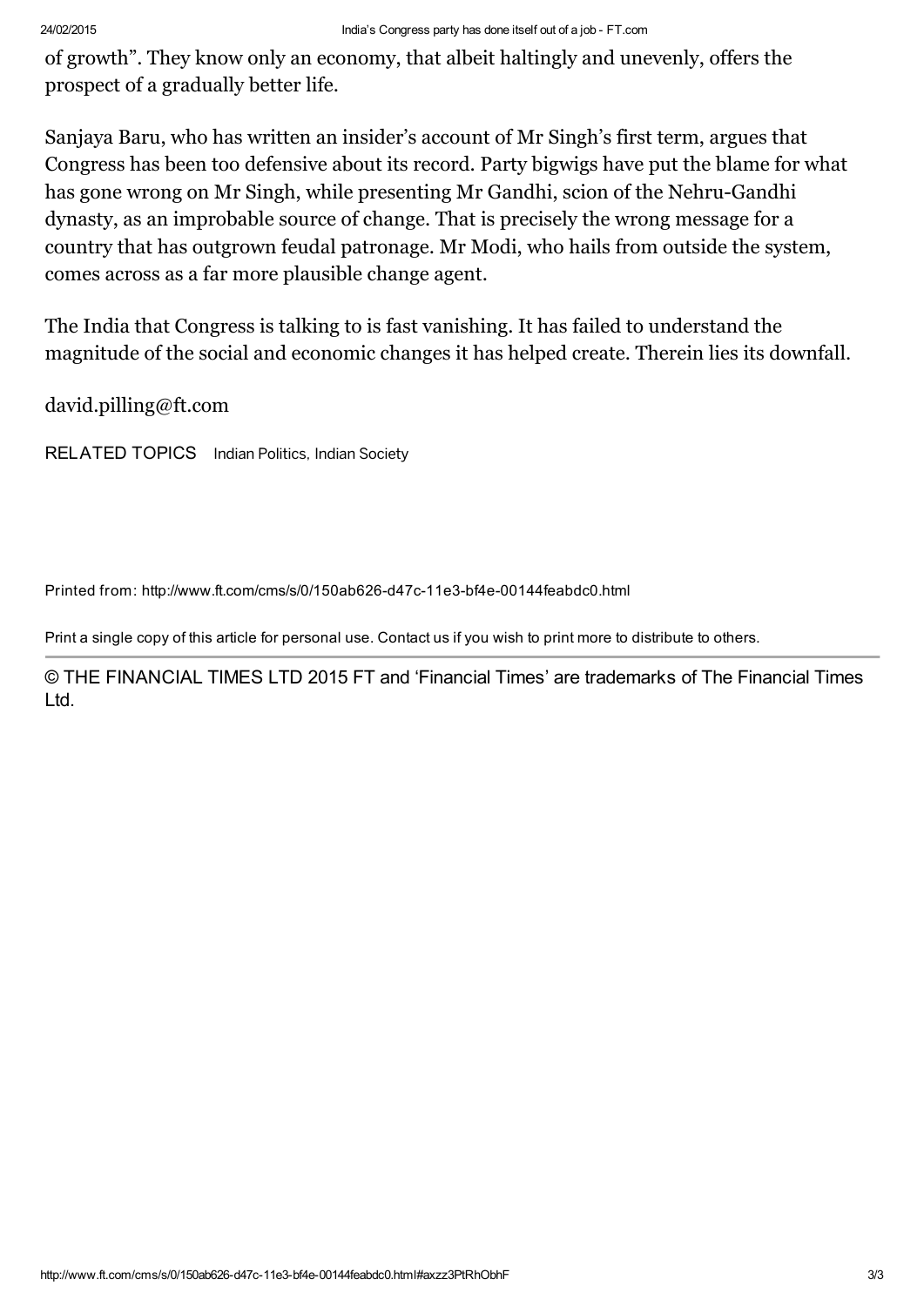of growth". They know only an economy, that albeit haltingly and unevenly, offers the prospect of a gradually better life.

Sanjaya Baru, who has written an insider's account of Mr Singh's first term, argues that Congress has been too defensive about its record. Party bigwigs have put the blame for what has gone wrong on Mr Singh, while presenting Mr Gandhi, scion of the Nehru-Gandhi dynasty, as an improbable source of change. That is precisely the wrong message for a country that has outgrown feudal patronage. Mr Modi, who hails from outside the system, comes across as a far more plausible change agent.

The India that Congress is talking to is fast vanishing. It has failed to understand the magnitude of the social and economic changes it has helped create. Therein lies its downfall.

david.pilling@ft.com

RELATED TOPICS Indian Politics, Indian Society

Printed from: http://www.ft.com/cms/s/0/150ab626-d47c-11e3-bf4e-00144feabdc0.html

Print a single copy of this article for personal use. Contact us if you wish to print more to distribute to others.

© THE FINANCIAL TIMES LTD 2015 FT and 'Financial Times' are trademarks of The Financial Times Ltd.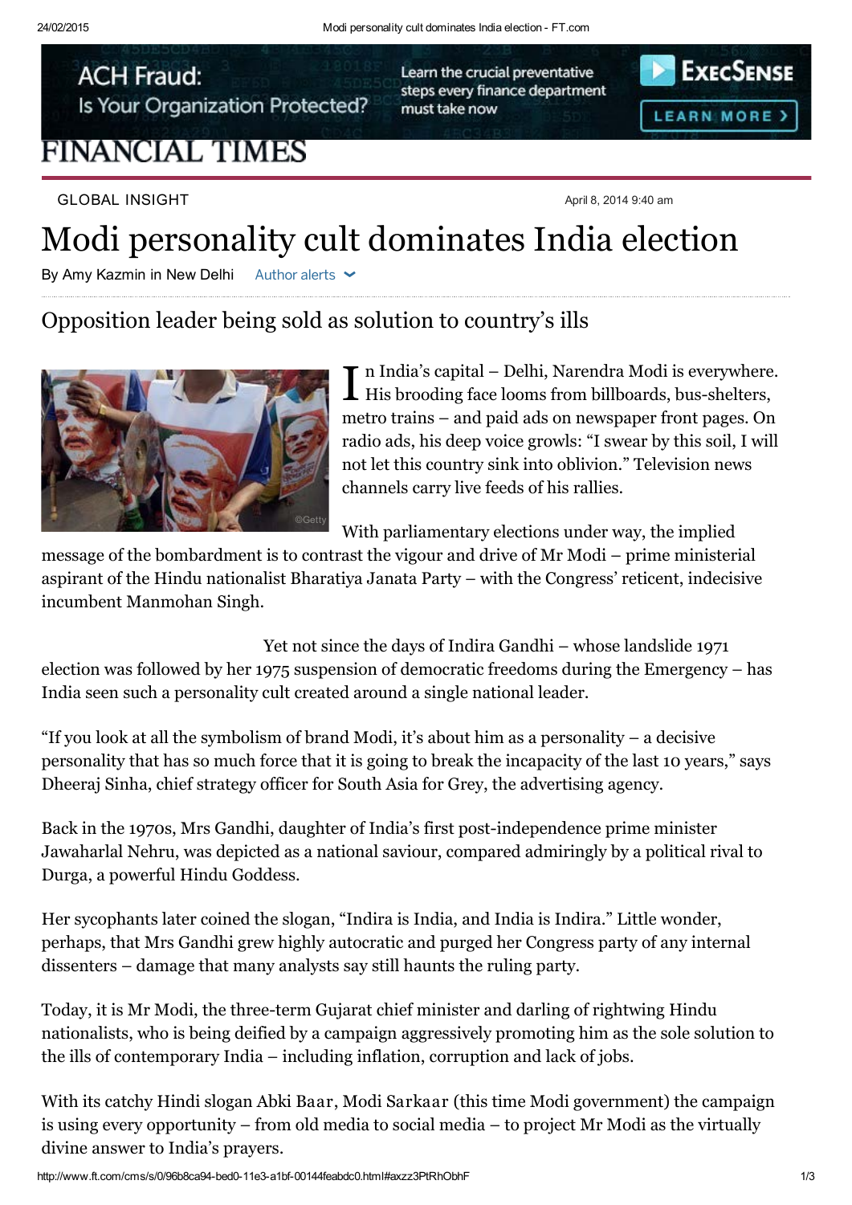GLOBAL INSIGHT

April 8, 2014 9:40 am

# Modi personality cult dominates India election

By Amy Kazmin in New Delhi

## Opposition leader being sold as solution to country's ills

In India's capital – Delhi, Narendra Modi is everywhere. His brooding face looms from billboards, bus-shelters, metro trains – and paid ads on newspaper front pages. On radio ads, his deep voice growls: "I swear by this soil, I will not let this country sink into oblivion." Television news channels carry live feeds of his rallies.

With parliamentary elections under way, the implied message of the bombardment is to contrast the vigour and drive of Mr Modi – prime ministerial aspirant of the Hindu nationalist Bharatiya Janata Party – with the Congress' reticent, indecisive incumbent Manmohan Singh.

Yet not since the days of Indira Gandhi – whose landslide 1971 election was followed by her 1975 suspension of democratic freedoms during the Emergency – has India seen such a personality cult created around a single national leader.

"If you look at all the symbolism of brand Modi, it's about him as a personality – a decisive personality that has so much force that it is going to break the incapacity of the last 10 years," says Dheeraj Sinha, chief strategy officer for South Asia for Grey, the advertising agency.

Back in the 1970s, Mrs Gandhi, daughter of India's first post-independence prime minister Jawaharlal Nehru, was depicted as a national saviour, compared admiringly by a political rival to Durga, a powerful Hindu Goddess.

Her sycophants later coined the slogan, "Indira is India, and India is Indira." Little wonder, perhaps, that Mrs Gandhi grew highly autocratic and purged her Congress party of any internal dissenters – damage that many analysts say still haunts the ruling party.

Today, it is Mr Modi, the three-term Gujarat chief minister and darling of rightwing Hindu nationalists, who is being deified by a campaign aggressively promoting him as the sole solution to the ills of contemporary India – including inflation, corruption and lack of jobs.

With its catchy Hindi slogan Abki Baar, Modi Sarkaar (this time Modi government) the campaign is using every opportunity – from old media to social media – to project Mr Modi as the virtually divine answer to India's prayers.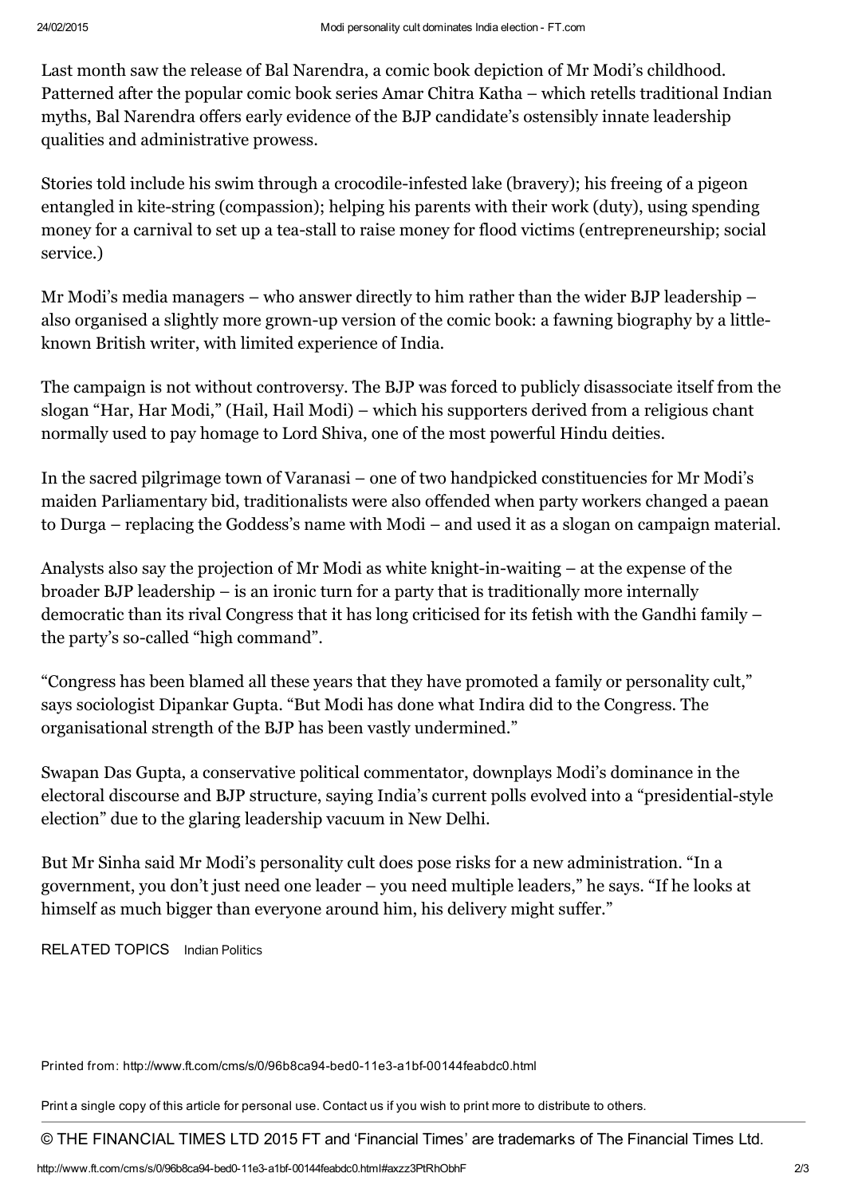Last month saw the release of Bal Narendra, a comic book depiction of Mr Modi's childhood. Patterned after the popular comic book series Amar Chitra Katha – which retells traditional Indian myths, Bal Narendra offers early evidence of the BJP candidate's ostensibly innate leadership qualities and administrative prowess.

Stories told include his swim through a crocodile-infested lake (bravery); his freeing of a pigeon entangled in kite-string (compassion); helping his parents with their work (duty), using spending money for a carnival to set up a tea-stall to raise money for flood victims (entrepreneurship; social service.)

Mr Modi's media managers – who answer directly to him rather than the wider BJP leadership – also organised a slightly more grown-up version of the comic book: a fawning biography by a little-known British writer, with limited experience of India.

The campaign is not without controversy. The BJP was forced to publicly disassociate itself from the slogan "Har, Har Modi," (Hail, Hail Modi) – which his supporters derived from a religious chant normally used to pay homage to Lord Shiva, one of the most powerful Hindu deities.

In the sacred pilgrimage town of Varanasi – one of two handpicked constituencies for Mr Modi's maiden Parliamentary bid, traditionalists were also offended when party workers changed a paean to Durga – replacing the Goddess's name with Modi – and used it as a slogan on campaign material.

Analysts also say the projection of Mr Modi as white knight-in-waiting – at the expense of the broader BJP leadership – is an ironic turn for a party that is traditionally more internally democratic than its rival Congress that it has long criticised for its fetish with the Gandhi family – the party's so-called "high command".

"Congress has been blamed all these years that they have promoted a family or personality cult," says sociologist Dipankar Gupta. "But Modi has done what Indira did to the Congress. The organisational strength of the BJP has been vastly undermined."

Swapan Das Gupta, a conservative political commentator, downplays Modi's dominance in the electoral discourse and BJP structure, saying India's current polls evolved into a "presidential-style election" due to the glaring leadership vacuum in New Delhi.

But Mr Sinha said Mr Modi's personality cult does pose risks for a new administration. "In a government, you don't just need one leader – you need multiple leaders," he says. "If he looks at himself as much bigger than everyone around him, his delivery might suffer."

RELATED TOPICS Indian Politics

Printed from: http://www.ft.com/cms/s/0/96b8ca94-bed0-11e3-a1bf-00144feabdc0.html

Print a single copy of this article for personal use. Contact us if you wish to print more to distribute to others.

© THE FINANCIAL TIMES LTD 2015 FT and 'Financial Times' are trademarks of The Financial Times Ltd.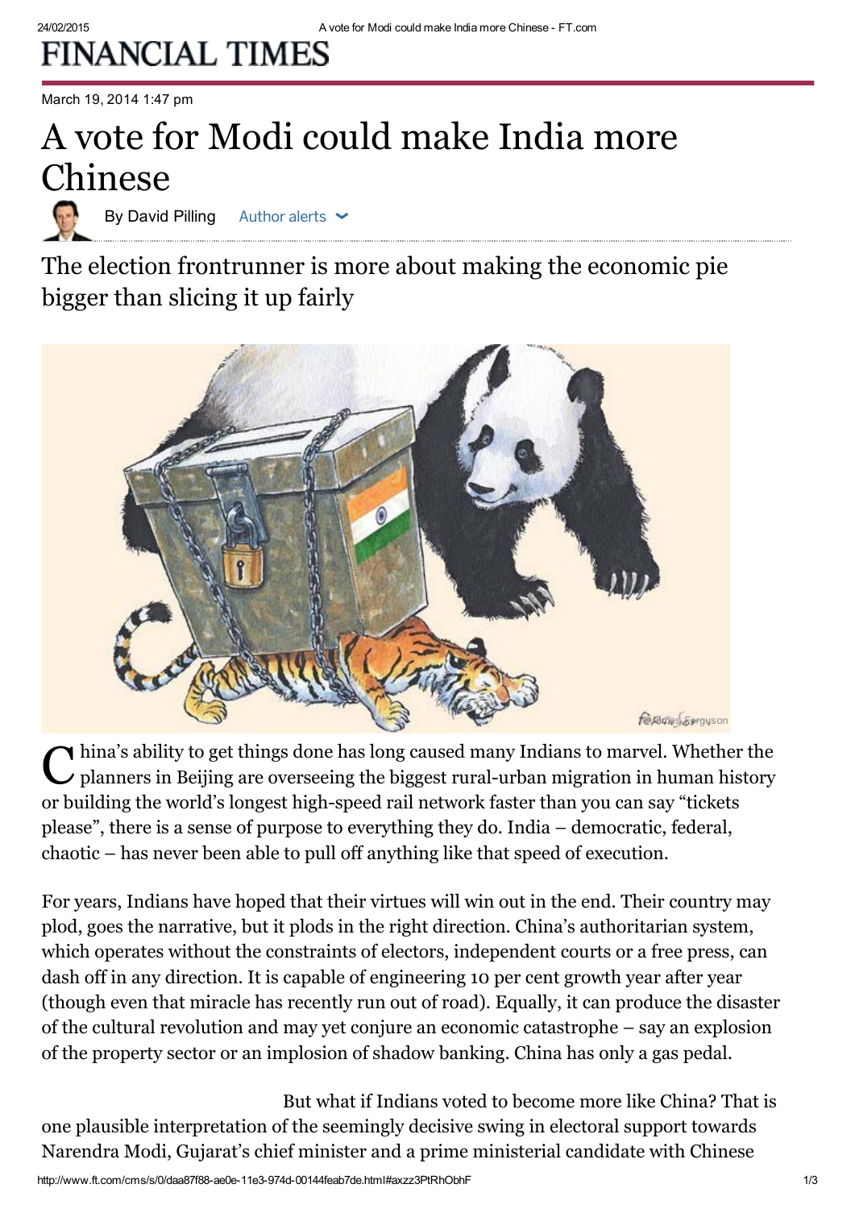# FINANCIAL TIMES

March 19, 2014 1:47 pm

# A vote for Modi could make India more Chinese

By David Pilling

## The election frontrunner is more about making the economic pie bigger than slicing it up fairly

China's ability to get things done has long caused many Indians to marvel. Whether the planners in Beijing are overseeing the biggest rural-urban migration in human history or building the world's longest high-speed rail network faster than you can say "tickets please", there is a sense of purpose to everything they do. India – democratic, federal, chaotic – has never been able to pull off anything like that speed of execution.

For years, Indians have hoped that their virtues will win out in the end. Their country may plod, goes the narrative, but it plods in the right direction. China's authoritarian system, which operates without the constraints of electors, independent courts or a free press, can dash off in any direction. It is capable of engineering 10 per cent growth year after year (though even that miracle has recently run out of road). Equally, it can produce the disaster of the cultural revolution and may yet conjure an economic catastrophe – say an explosion of the property sector or an implosion of shadow banking. China has only a gas pedal.

But what if Indians voted to become more like China? That is one plausible interpretation of the seemingly decisive swing in electoral support towards Narendra Modi, Gujarat's chief minister and a prime ministerial candidate with Chinese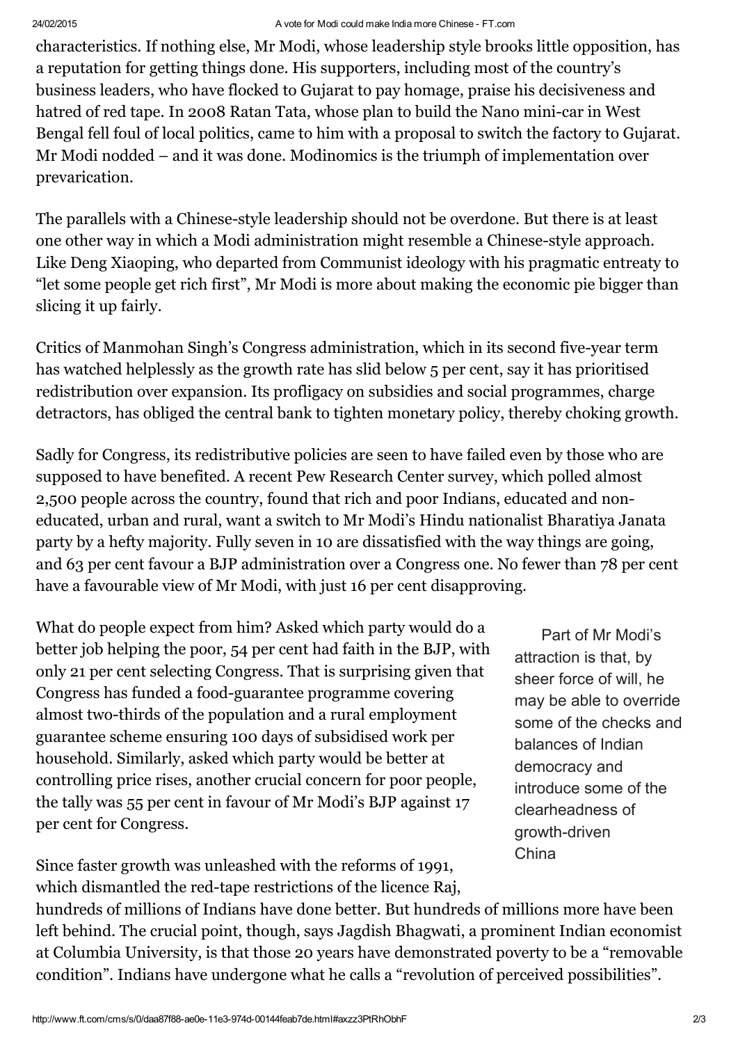characteristics. If nothing else, Mr Modi, whose leadership style brooks little opposition, has a reputation for getting things done. His supporters, including most of the country's business leaders, who have flocked to Gujarat to pay homage, praise his decisiveness and hatred of red tape. In 2008 Ratan Tata, whose plan to build the Nano mini-car in West Bengal fell foul of local politics, came to him with a proposal to switch the factory to Gujarat. Mr Modi nodded – and it was done. Modinomics is the triumph of implementation over prevarication.

The parallels with a Chinese-style leadership should not be overdone. But there is at least one other way in which a Modi administration might resemble a Chinese-style approach. Like Deng Xiaoping, who departed from Communist ideology with his pragmatic entreaty to "let some people get rich first", Mr Modi is more about making the economic pie bigger than slicing it up fairly.

Critics of Manmohan Singh's Congress administration, which in its second five-year term has watched helplessly as the growth rate has slid below 5 per cent, say it has prioritised redistribution over expansion. Its profligacy on subsidies and social programmes, charge detractors, has obliged the central bank to tighten monetary policy, thereby choking growth.

Sadly for Congress, its redistributive policies are seen to have failed even by those who are supposed to have benefited. A recent Pew Research Center survey, which polled almost 2,500 people across the country, found that rich and poor Indians, educated and non-educated, urban and rural, want a switch to Mr Modi's Hindu nationalist Bharatiya Janata party by a hefty majority. Fully seven in 10 are dissatisfied with the way things are going, and 63 per cent favour a BJP administration over a Congress one. No fewer than 78 per cent have a favourable view of Mr Modi, with just 16 per cent disapproving.

What do people expect from him? Asked which party would do a better job helping the poor, 54 per cent had faith in the BJP, with only 21 per cent selecting Congress. That is surprising given that Congress has funded a food-guarantee programme covering almost two-thirds of the population and a rural employment guarantee scheme ensuring 100 days of subsidised work per household. Similarly, asked which party would be better at controlling price rises, another crucial concern for poor people, the tally was 55 per cent in favour of Mr Modi's BJP against 17 per cent for Congress.

> Part of Mr Modi's attraction is that, by sheer force of will, he may be able to override some of the checks and balances of Indian democracy and introduce some of the clearheadness of growth-driven China

Since faster growth was unleashed with the reforms of 1991, which dismantled the red-tape restrictions of the licence Raj, hundreds of millions of Indians have done better. But hundreds of millions more have been left behind. The crucial point, though, says Jagdish Bhagwati, a prominent Indian economist at Columbia University, is that those 20 years have demonstrated poverty to be a "removable condition". Indians have undergone what he calls a "revolution of perceived possibilities".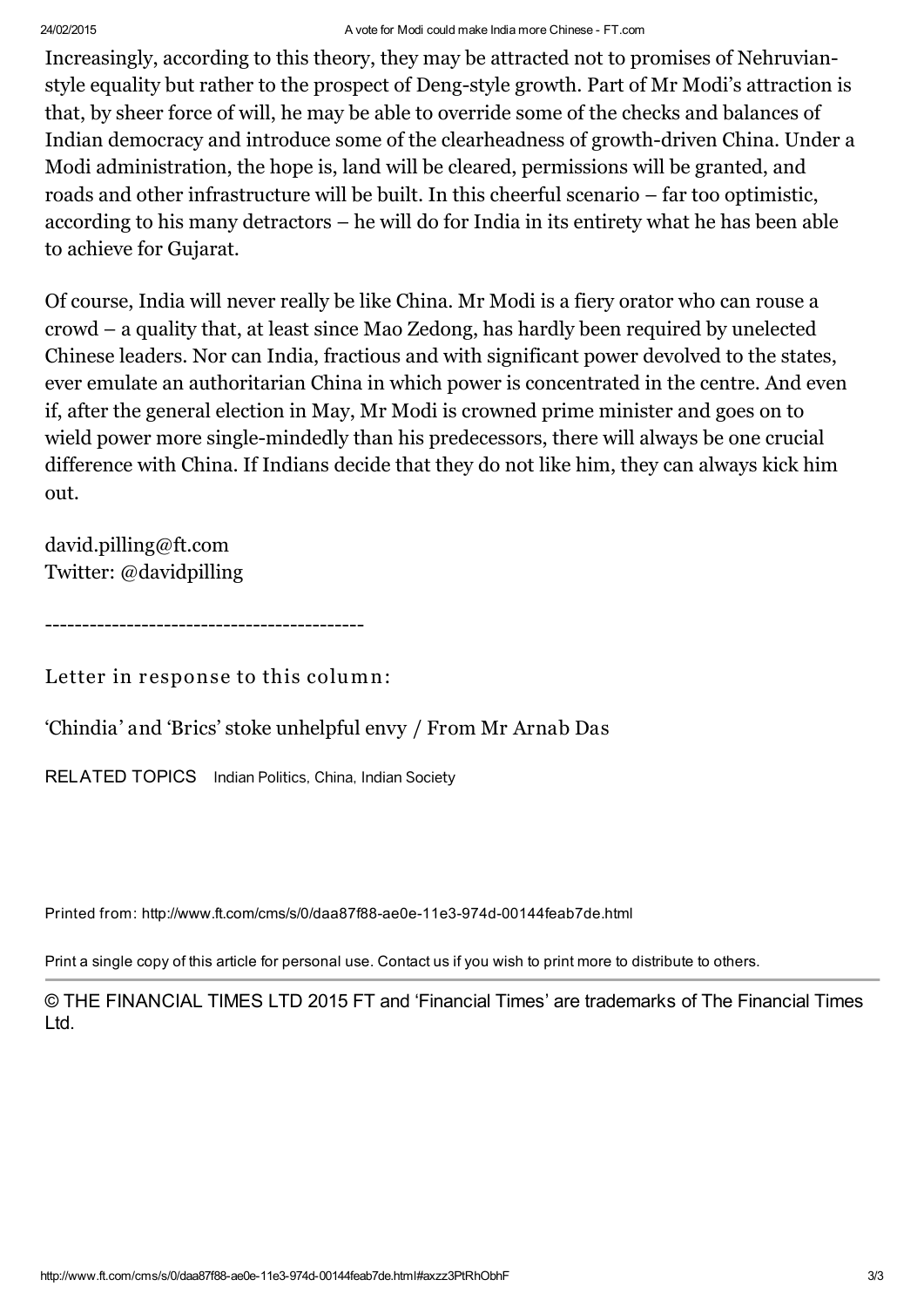Increasingly, according to this theory, they may be attracted not to promises of Nehruvian-style equality but rather to the prospect of Deng-style growth. Part of Mr Modi's attraction is that, by sheer force of will, he may be able to override some of the checks and balances of Indian democracy and introduce some of the clearheadness of growth-driven China. Under a Modi administration, the hope is, land will be cleared, permissions will be granted, and roads and other infrastructure will be built. In this cheerful scenario – far too optimistic, according to his many detractors – he will do for India in its entirety what he has been able to achieve for Gujarat.

Of course, India will never really be like China. Mr Modi is a fiery orator who can rouse a crowd – a quality that, at least since Mao Zedong, has hardly been required by unelected Chinese leaders. Nor can India, fractious and with significant power devolved to the states, ever emulate an authoritarian China in which power is concentrated in the centre. And even if, after the general election in May, Mr Modi is crowned prime minister and goes on to wield power more single-mindedly than his predecessors, there will always be one crucial difference with China. If Indians decide that they do not like him, they can always kick him out.

david.pilling@ft.com
Twitter: @davidpilling

-------------------------------------------

Letter in response to this column:

'Chindia' and 'Brics' stoke unhelpful envy / From Mr Arnab Das

RELATED TOPICS Indian Politics, China, Indian Society

Printed from: http://www.ft.com/cms/s/0/daa87f88-ae0e-11e3-974d-00144feab7de.html

Print a single copy of this article for personal use. Contact us if you wish to print more to distribute to others.

© THE FINANCIAL TIMES LTD 2015 FT and 'Financial Times' are trademarks of The Financial Times Ltd.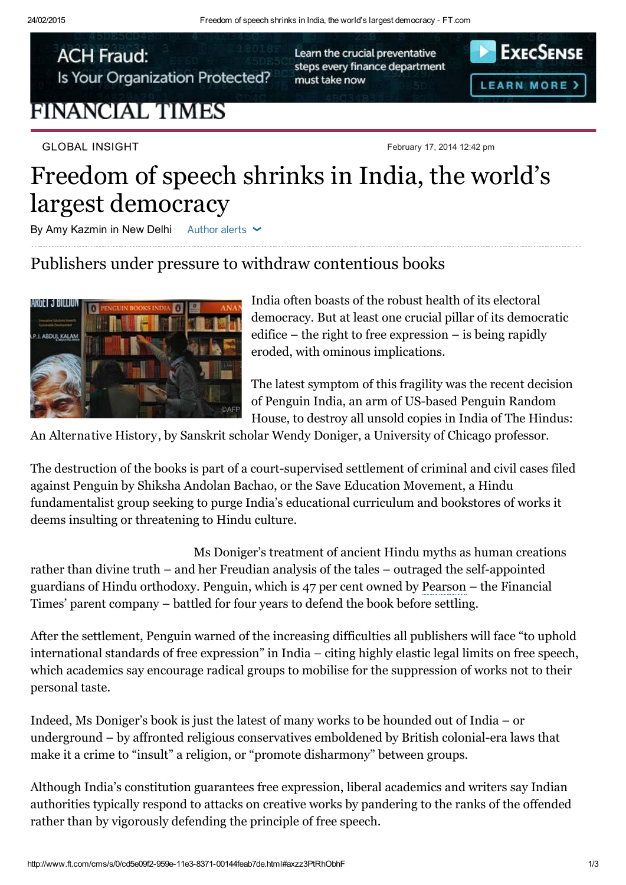FINANCIAL TIMES

GLOBAL INSIGHT

February 17, 2014 12:42 pm

# Freedom of speech shrinks in India, the world's largest democracy

By Amy Kazmin in New Delhi

## Publishers under pressure to withdraw contentious books

India often boasts of the robust health of its electoral democracy. But at least one crucial pillar of its democratic edifice – the right to free expression – is being rapidly eroded, with ominous implications.

The latest symptom of this fragility was the recent decision of Penguin India, an arm of US-based Penguin Random House, to destroy all unsold copies in India of The Hindus: An Alternative History, by Sanskrit scholar Wendy Doniger, a University of Chicago professor.

The destruction of the books is part of a court-supervised settlement of criminal and civil cases filed against Penguin by Shiksha Andolan Bachao, or the Save Education Movement, a Hindu fundamentalist group seeking to purge India's educational curriculum and bookstores of works it deems insulting or threatening to Hindu culture.

Ms Doniger's treatment of ancient Hindu myths as human creations rather than divine truth – and her Freudian analysis of the tales – outraged the self-appointed guardians of Hindu orthodoxy. Penguin, which is 47 per cent owned by Pearson – the Financial Times' parent company – battled for four years to defend the book before settling.

After the settlement, Penguin warned of the increasing difficulties all publishers will face "to uphold international standards of free expression" in India – citing highly elastic legal limits on free speech, which academics say encourage radical groups to mobilise for the suppression of works not to their personal taste.

Indeed, Ms Doniger's book is just the latest of many works to be hounded out of India – or underground – by affronted religious conservatives emboldened by British colonial-era laws that make it a crime to "insult" a religion, or "promote disharmony" between groups.

Although India's constitution guarantees free expression, liberal academics and writers say Indian authorities typically respond to attacks on creative works by pandering to the ranks of the offended rather than by vigorously defending the principle of free speech.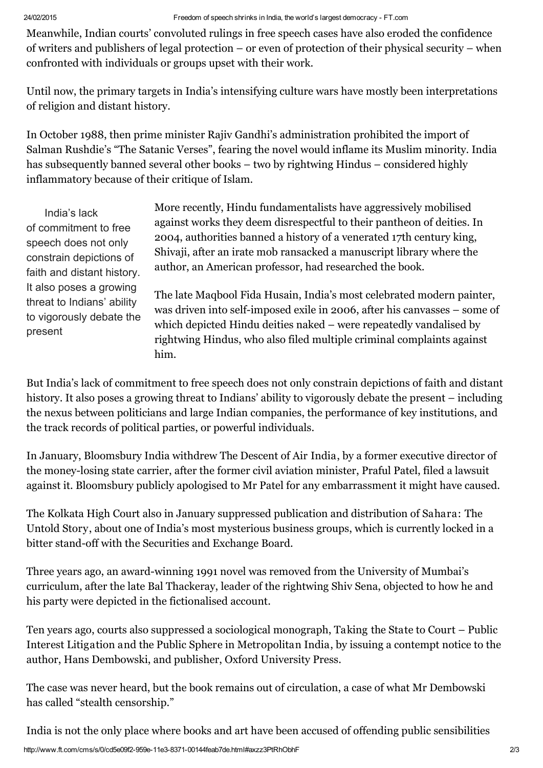Meanwhile, Indian courts' convoluted rulings in free speech cases have also eroded the confidence of writers and publishers of legal protection – or even of protection of their physical security – when confronted with individuals or groups upset with their work.

Until now, the primary targets in India's intensifying culture wars have mostly been interpretations of religion and distant history.

In October 1988, then prime minister Rajiv Gandhi's administration prohibited the import of Salman Rushdie's "The Satanic Verses", fearing the novel would inflame its Muslim minority. India has subsequently banned several other books – two by rightwing Hindus – considered highly inflammatory because of their critique of Islam.

> India's lack of commitment to free speech does not only constrain depictions of faith and distant history. It also poses a growing threat to Indians' ability to vigorously debate the present

More recently, Hindu fundamentalists have aggressively mobilised against works they deem disrespectful to their pantheon of deities. In 2004, authorities banned a history of a venerated 17th century king, Shivaji, after an irate mob ransacked a manuscript library where the author, an American professor, had researched the book.

The late Maqbool Fida Husain, India's most celebrated modern painter, was driven into self-imposed exile in 2006, after his canvasses – some of which depicted Hindu deities naked – were repeatedly vandalised by rightwing Hindus, who also filed multiple criminal complaints against him.

But India's lack of commitment to free speech does not only constrain depictions of faith and distant history. It also poses a growing threat to Indians' ability to vigorously debate the present – including the nexus between politicians and large Indian companies, the performance of key institutions, and the track records of political parties, or powerful individuals.

In January, Bloomsbury India withdrew The Descent of Air India, by a former executive director of the money-losing state carrier, after the former civil aviation minister, Praful Patel, filed a lawsuit against it. Bloomsbury publicly apologised to Mr Patel for any embarrassment it might have caused.

The Kolkata High Court also in January suppressed publication and distribution of *Sahara: The Untold Story*, about one of India's most mysterious business groups, which is currently locked in a bitter stand-off with the Securities and Exchange Board.

Three years ago, an award-winning 1991 novel was removed from the University of Mumbai's curriculum, after the late Bal Thackeray, leader of the rightwing Shiv Sena, objected to how he and his party were depicted in the fictionalised account.

Ten years ago, courts also suppressed a sociological monograph, *Taking the State to Court – Public Interest Litigation and the Public Sphere in Metropolitan India*, by issuing a contempt notice to the author, Hans Dembowski, and publisher, Oxford University Press.

The case was never heard, but the book remains out of circulation, a case of what Mr Dembowski has called "stealth censorship."

India is not the only place where books and art have been accused of offending public sensibilities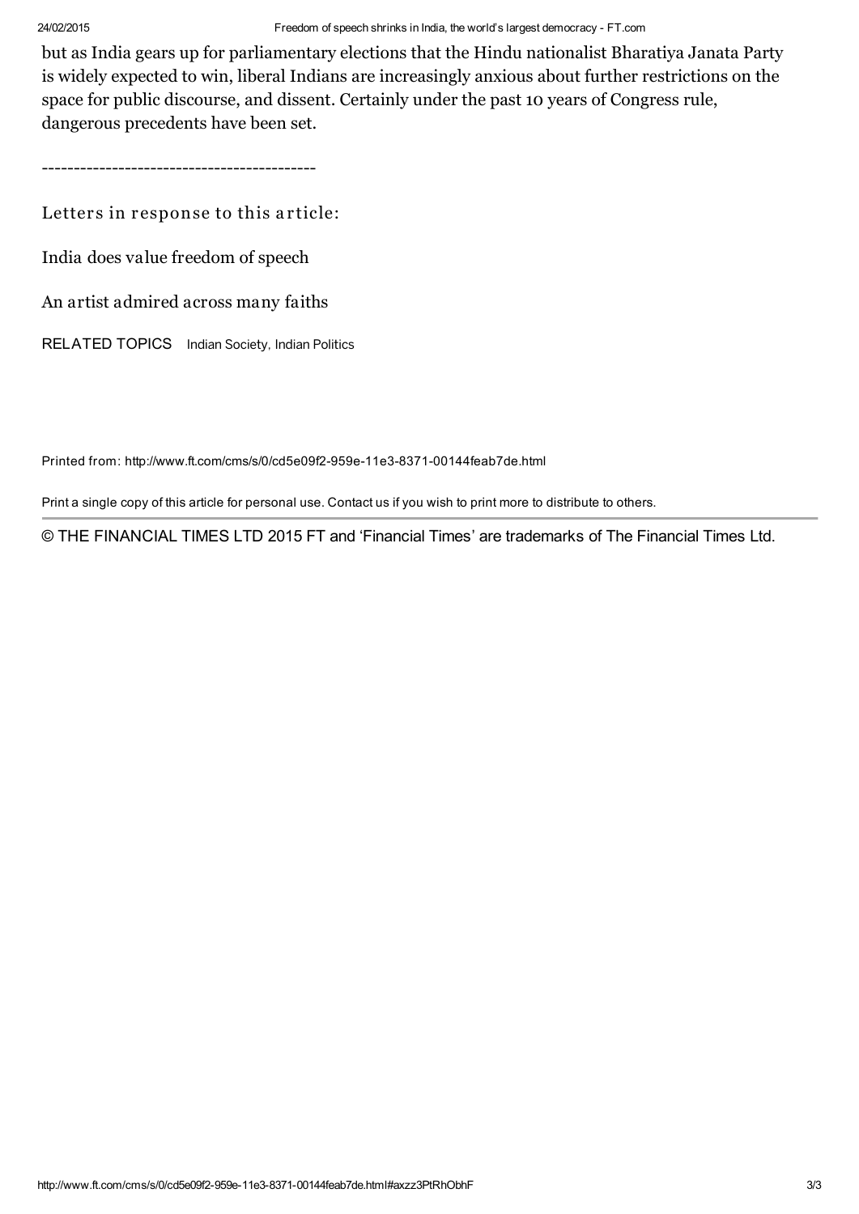but as India gears up for parliamentary elections that the Hindu nationalist Bharatiya Janata Party is widely expected to win, liberal Indians are increasingly anxious about further restrictions on the space for public discourse, and dissent. Certainly under the past 10 years of Congress rule, dangerous precedents have been set.

------------------------------------------

Letters in response to this article:

India does value freedom of speech

An artist admired across many faiths

RELATED TOPICS Indian Society, Indian Politics

Printed from: http://www.ft.com/cms/s/0/cd5e09f2-959e-11e3-8371-00144feab7de.html

Print a single copy of this article for personal use. Contact us if you wish to print more to distribute to others.

© THE FINANCIAL TIMES LTD 2015 FT and 'Financial Times' are trademarks of The Financial Times Ltd.